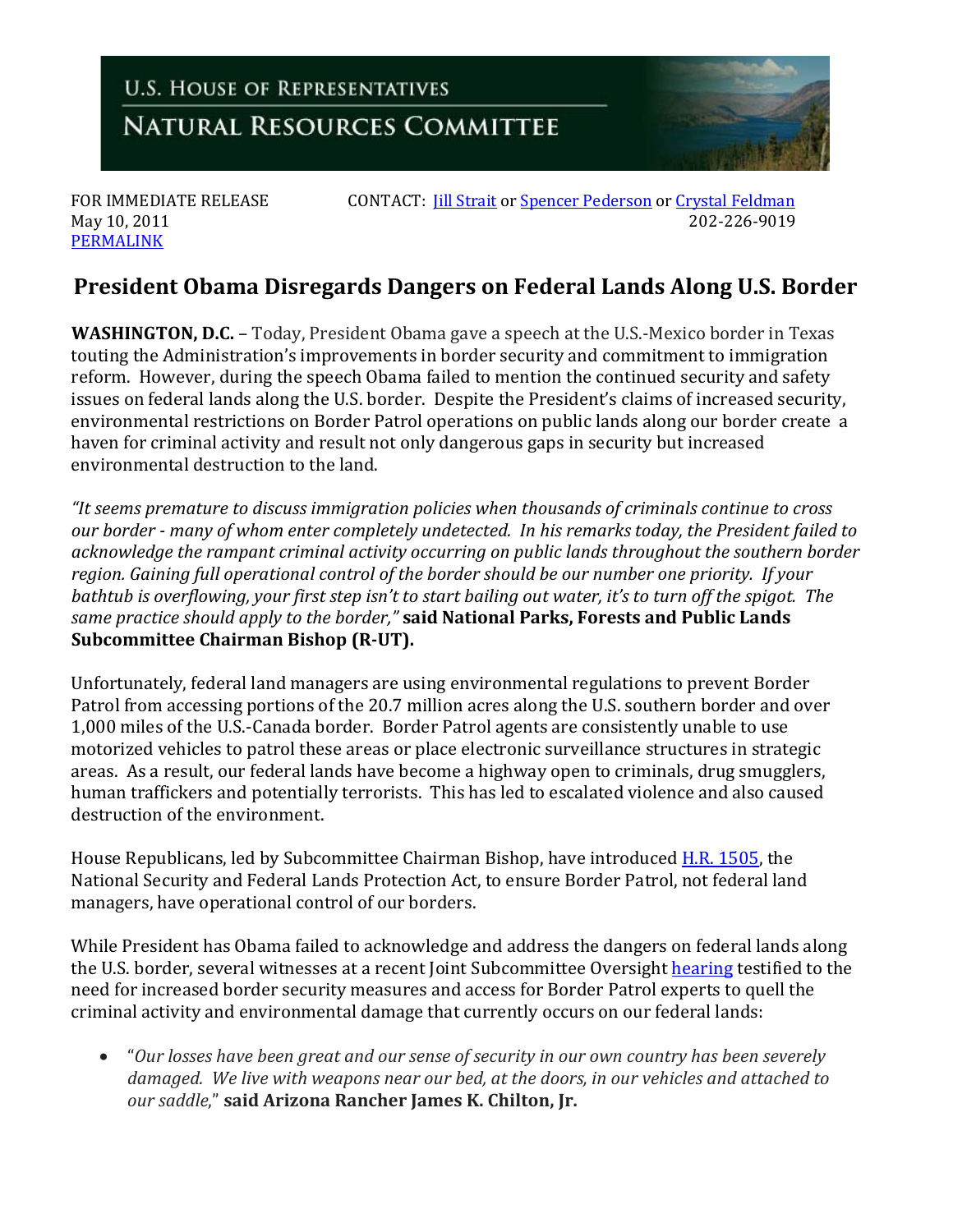U.S. HOUSE OF REPRESENTATIVES

NATURAL RESOURCES COMMITTEE

FOR IMMEDIATE RELEASE
May 10, 2011
PERMALINK

CONTACT: Jill Strait or Spencer Pederson or Crystal Feldman
202-226-9019

# President Obama Disregards Dangers on Federal Lands Along U.S. Border

**WASHINGTON, D.C.** – Today, President Obama gave a speech at the U.S.-Mexico border in Texas touting the Administration's improvements in border security and commitment to immigration reform. However, during the speech Obama failed to mention the continued security and safety issues on federal lands along the U.S. border. Despite the President's claims of increased security, environmental restrictions on Border Patrol operations on public lands along our border create a haven for criminal activity and result not only dangerous gaps in security but increased environmental destruction to the land.

*"It seems premature to discuss immigration policies when thousands of criminals continue to cross our border - many of whom enter completely undetected. In his remarks today, the President failed to acknowledge the rampant criminal activity occurring on public lands throughout the southern border region. Gaining full operational control of the border should be our number one priority. If your bathtub is overflowing, your first step isn't to start bailing out water, it's to turn off the spigot. The same practice should apply to the border,"* **said National Parks, Forests and Public Lands Subcommittee Chairman Bishop (R-UT).**

Unfortunately, federal land managers are using environmental regulations to prevent Border Patrol from accessing portions of the 20.7 million acres along the U.S. southern border and over 1,000 miles of the U.S.-Canada border. Border Patrol agents are consistently unable to use motorized vehicles to patrol these areas or place electronic surveillance structures in strategic areas. As a result, our federal lands have become a highway open to criminals, drug smugglers, human traffickers and potentially terrorists. This has led to escalated violence and also caused destruction of the environment.

House Republicans, led by Subcommittee Chairman Bishop, have introduced H.R. 1505, the National Security and Federal Lands Protection Act, to ensure Border Patrol, not federal land managers, have operational control of our borders.

While President has Obama failed to acknowledge and address the dangers on federal lands along the U.S. border, several witnesses at a recent Joint Subcommittee Oversight hearing testified to the need for increased border security measures and access for Border Patrol experts to quell the criminal activity and environmental damage that currently occurs on our federal lands:

- "*Our losses have been great and our sense of security in our own country has been severely damaged. We live with weapons near our bed, at the doors, in our vehicles and attached to our saddle*," **said Arizona Rancher James K. Chilton, Jr.**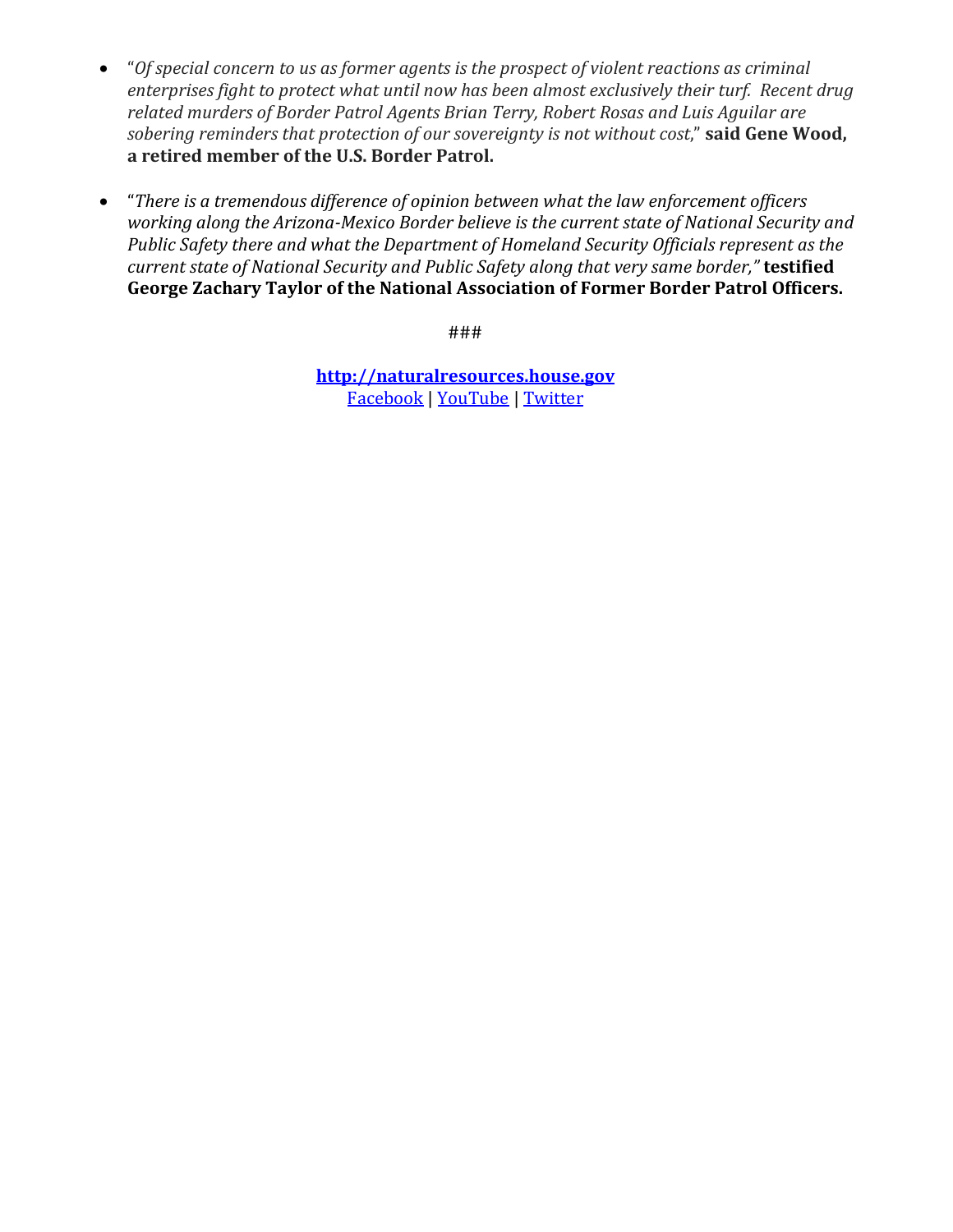- "*Of special concern to us as former agents is the prospect of violent reactions as criminal enterprises fight to protect what until now has been almost exclusively their turf. Recent drug related murders of Border Patrol Agents Brian Terry, Robert Rosas and Luis Aguilar are sobering reminders that protection of our sovereignty is not without cost*," **said Gene Wood, a retired member of the U.S. Border Patrol.**

- "*There is a tremendous difference of opinion between what the law enforcement officers working along the Arizona-Mexico Border believe is the current state of National Security and Public Safety there and what the Department of Homeland Security Officials represent as the current state of National Security and Public Safety along that very same border,"* **testified George Zachary Taylor of the National Association of Former Border Patrol Officers.**

###

**http://naturalresources.house.gov**
Facebook | YouTube | Twitter